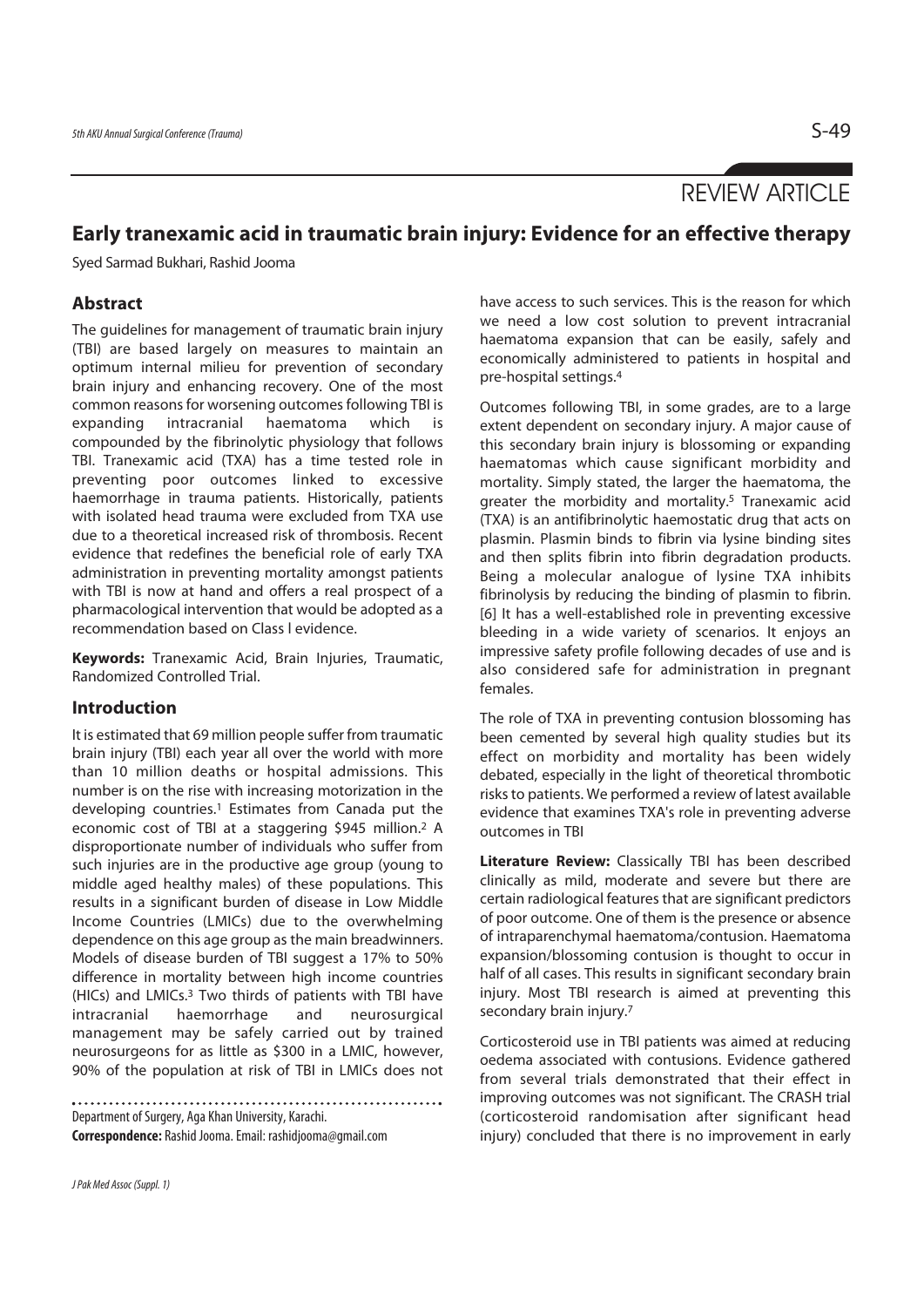REVIEW ARTICLE

# Early tranexamic acid in traumatic brain injury: Evidence for an effective therapy

Syed Sarmad Bukhari, Rashid Jooma

## Abstract

The guidelines for management of traumatic brain injury (TBI) are based largely on measures to maintain an optimum internal milieu for prevention of secondary brain injury and enhancing recovery. One of the most common reasons for worsening outcomes following TBI is expanding intracranial haematoma which is compounded by the fibrinolytic physiology that follows TBI. Tranexamic acid (TXA) has a time tested role in preventing poor outcomes linked to excessive haemorrhage in trauma patients. Historically, patients with isolated head trauma were excluded from TXA use due to a theoretical increased risk of thrombosis. Recent evidence that redefines the beneficial role of early TXA administration in preventing mortality amongst patients with TBI is now at hand and offers a real prospect of a pharmacological intervention that would be adopted as a recommendation based on Class I evidence.

**Keywords:** Tranexamic Acid, Brain Injuries, Traumatic, Randomized Controlled Trial.

## Introduction

It is estimated that 69 million people suffer from traumatic brain injury (TBI) each year all over the world with more than 10 million deaths or hospital admissions. This number is on the rise with increasing motorization in the developing countries.[1] Estimates from Canada put the economic cost of TBI at a staggering $945 million.[2] A disproportionate number of individuals who suffer from such injuries are in the productive age group (young to middle aged healthy males) of these populations. This results in a significant burden of disease in Low Middle Income Countries (LMICs) due to the overwhelming dependence on this age group as the main breadwinners. Models of disease burden of TBI suggest a 17% to 50% difference in mortality between high income countries (HICs) and LMICs.[3] Two thirds of patients with TBI have intracranial haemorrhage and neurosurgical management may be safely carried out by trained neurosurgeons for as little as $300 in a LMIC, however, 90% of the population at risk of TBI in LMICs does not have access to such services. This is the reason for which we need a low cost solution to prevent intracranial haematoma expansion that can be easily, safely and economically administered to patients in hospital and pre-hospital settings.[4]

Outcomes following TBI, in some grades, are to a large extent dependent on secondary injury. A major cause of this secondary brain injury is blossoming or expanding haematomas which cause significant morbidity and mortality. Simply stated, the larger the haematoma, the greater the morbidity and mortality.[5] Tranexamic acid (TXA) is an antifibrinolytic haemostatic drug that acts on plasmin. Plasmin binds to fibrin via lysine binding sites and then splits fibrin into fibrin degradation products. Being a molecular analogue of lysine TXA inhibits fibrinolysis by reducing the binding of plasmin to fibrin. [6] It has a well-established role in preventing excessive bleeding in a wide variety of scenarios. It enjoys an impressive safety profile following decades of use and is also considered safe for administration in pregnant females.

The role of TXA in preventing contusion blossoming has been cemented by several high quality studies but its effect on morbidity and mortality has been widely debated, especially in the light of theoretical thrombotic risks to patients. We performed a review of latest available evidence that examines TXA's role in preventing adverse outcomes in TBI

**Literature Review:** Classically TBI has been described clinically as mild, moderate and severe but there are certain radiological features that are significant predictors of poor outcome. One of them is the presence or absence of intraparenchymal haematoma/contusion. Haematoma expansion/blossoming contusion is thought to occur in half of all cases. This results in significant secondary brain injury. Most TBI research is aimed at preventing this secondary brain injury.[7]

Corticosteroid use in TBI patients was aimed at reducing oedema associated with contusions. Evidence gathered from several trials demonstrated that their effect in improving outcomes was not significant. The CRASH trial (corticosteroid randomisation after significant head injury) concluded that there is no improvement in early

Department of Surgery, Aga Khan University, Karachi.

**Correspondence:** Rashid Jooma. Email: rashidjooma@gmail.com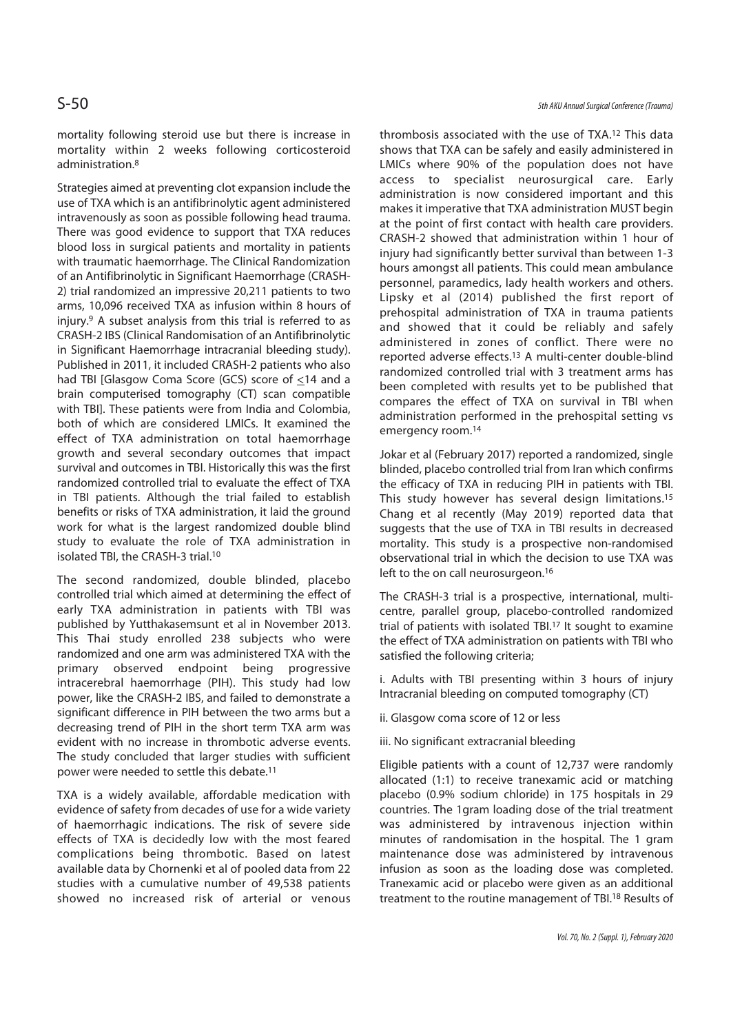mortality following steroid use but there is increase in mortality within 2 weeks following corticosteroid administration.[8]

Strategies aimed at preventing clot expansion include the use of TXA which is an antifibrinolytic agent administered intravenously as soon as possible following head trauma. There was good evidence to support that TXA reduces blood loss in surgical patients and mortality in patients with traumatic haemorrhage. The Clinical Randomization of an Antifibrinolytic in Significant Haemorrhage (CRASH-2) trial randomized an impressive 20,211 patients to two arms, 10,096 received TXA as infusion within 8 hours of injury.[9] A subset analysis from this trial is referred to as CRASH-2 IBS (Clinical Randomisation of an Antifibrinolytic in Significant Haemorrhage intracranial bleeding study). Published in 2011, it included CRASH-2 patients who also had TBI [Glasgow Coma Score (GCS) score of ≤14 and a brain computerised tomography (CT) scan compatible with TBI]. These patients were from India and Colombia, both of which are considered LMICs. It examined the effect of TXA administration on total haemorrhage growth and several secondary outcomes that impact survival and outcomes in TBI. Historically this was the first randomized controlled trial to evaluate the effect of TXA in TBI patients. Although the trial failed to establish benefits or risks of TXA administration, it laid the ground work for what is the largest randomized double blind study to evaluate the role of TXA administration in isolated TBI, the CRASH-3 trial.[10]

The second randomized, double blinded, placebo controlled trial which aimed at determining the effect of early TXA administration in patients with TBI was published by Yutthakasemsunt et al in November 2013. This Thai study enrolled 238 subjects who were randomized and one arm was administered TXA with the primary observed endpoint being progressive intracerebral haemorrhage (PIH). This study had low power, like the CRASH-2 IBS, and failed to demonstrate a significant difference in PIH between the two arms but a decreasing trend of PIH in the short term TXA arm was evident with no increase in thrombotic adverse events. The study concluded that larger studies with sufficient power were needed to settle this debate.[11]

TXA is a widely available, affordable medication with evidence of safety from decades of use for a wide variety of haemorrhagic indications. The risk of severe side effects of TXA is decidedly low with the most feared complications being thrombotic. Based on latest available data by Chornenki et al of pooled data from 22 studies with a cumulative number of 49,538 patients showed no increased risk of arterial or venous thrombosis associated with the use of TXA.[12] This data shows that TXA can be safely and easily administered in LMICs where 90% of the population does not have access to specialist neurosurgical care. Early administration is now considered important and this makes it imperative that TXA administration MUST begin at the point of first contact with health care providers. CRASH-2 showed that administration within 1 hour of injury had significantly better survival than between 1-3 hours amongst all patients. This could mean ambulance personnel, paramedics, lady health workers and others. Lipsky et al (2014) published the first report of prehospital administration of TXA in trauma patients and showed that it could be reliably and safely administered in zones of conflict. There were no reported adverse effects.[13] A multi-center double-blind randomized controlled trial with 3 treatment arms has been completed with results yet to be published that compares the effect of TXA on survival in TBI when administration performed in the prehospital setting vs emergency room.[14]

Jokar et al (February 2017) reported a randomized, single blinded, placebo controlled trial from Iran which confirms the efficacy of TXA in reducing PIH in patients with TBI. This study however has several design limitations.[15] Chang et al recently (May 2019) reported data that suggests that the use of TXA in TBI results in decreased mortality. This study is a prospective non-randomised observational trial in which the decision to use TXA was left to the on call neurosurgeon.[16]

The CRASH-3 trial is a prospective, international, multi-centre, parallel group, placebo-controlled randomized trial of patients with isolated TBI.[17] It sought to examine the effect of TXA administration on patients with TBI who satisfied the following criteria;

i. Adults with TBI presenting within 3 hours of injury Intracranial bleeding on computed tomography (CT)

ii. Glasgow coma score of 12 or less

iii. No significant extracranial bleeding

Eligible patients with a count of 12,737 were randomly allocated (1:1) to receive tranexamic acid or matching placebo (0.9% sodium chloride) in 175 hospitals in 29 countries. The 1gram loading dose of the trial treatment was administered by intravenous injection within minutes of randomisation in the hospital. The 1 gram maintenance dose was administered by intravenous infusion as soon as the loading dose was completed. Tranexamic acid or placebo were given as an additional treatment to the routine management of TBI.[18] Results of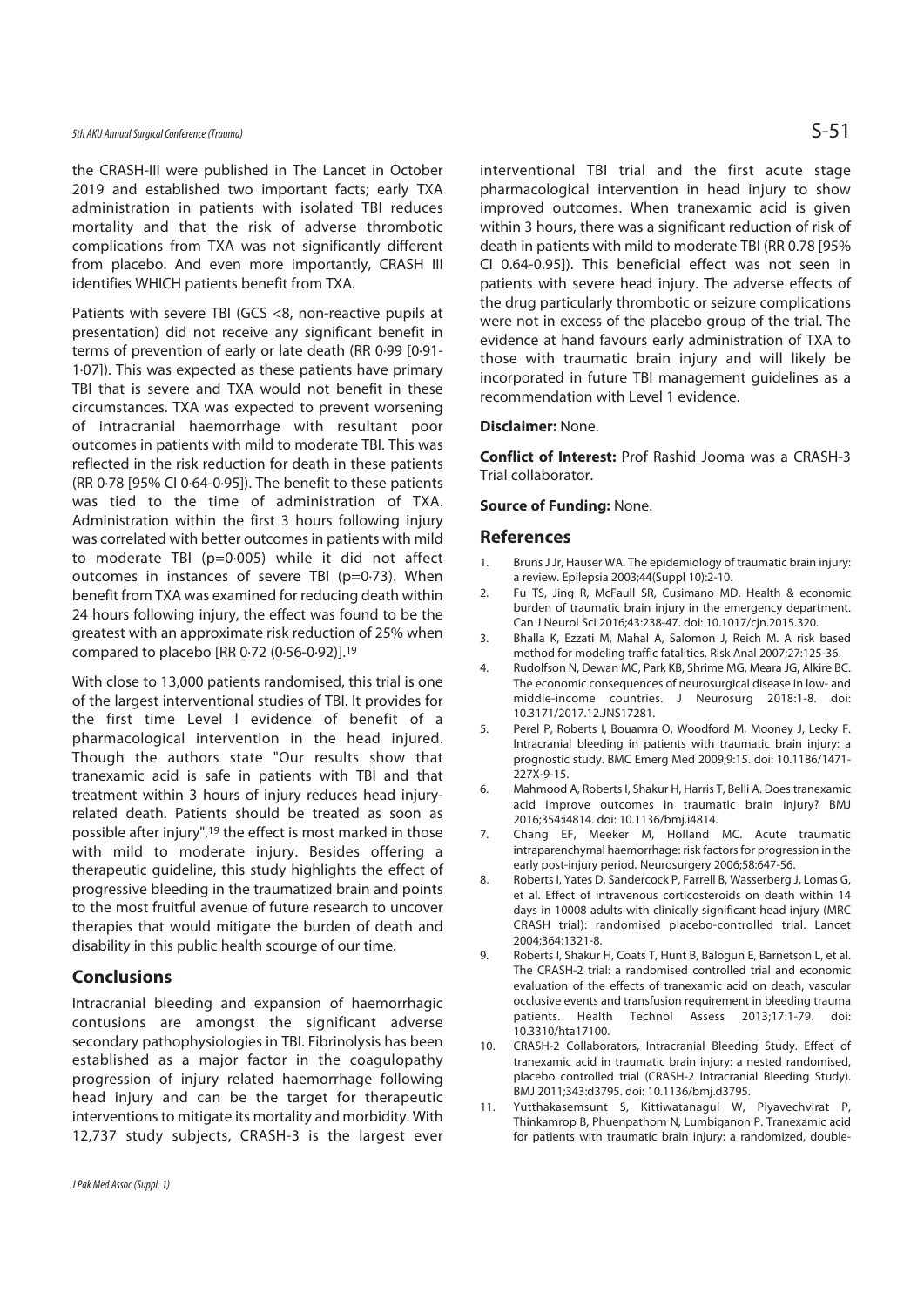the CRASH-III were published in The Lancet in October 2019 and established two important facts; early TXA administration in patients with isolated TBI reduces mortality and that the risk of adverse thrombotic complications from TXA was not significantly different from placebo. And even more importantly, CRASH III identifies WHICH patients benefit from TXA.

Patients with severe TBI (GCS <8, non-reactive pupils at presentation) did not receive any significant benefit in terms of prevention of early or late death (RR 0·99 [0·91-1·07]). This was expected as these patients have primary TBI that is severe and TXA would not benefit in these circumstances. TXA was expected to prevent worsening of intracranial haemorrhage with resultant poor outcomes in patients with mild to moderate TBI. This was reflected in the risk reduction for death in these patients (RR 0·78 [95% CI 0·64-0·95]). The benefit to these patients was tied to the time of administration of TXA. Administration within the first 3 hours following injury was correlated with better outcomes in patients with mild to moderate TBI (p=0·005) while it did not affect outcomes in instances of severe TBI (p=0·73). When benefit from TXA was examined for reducing death within 24 hours following injury, the effect was found to be the greatest with an approximate risk reduction of 25% when compared to placebo [RR 0·72 (0·56-0·92)].[19]

With close to 13,000 patients randomised, this trial is one of the largest interventional studies of TBI. It provides for the first time Level I evidence of benefit of a pharmacological intervention in the head injured. Though the authors state "Our results show that tranexamic acid is safe in patients with TBI and that treatment within 3 hours of injury reduces head injury-related death. Patients should be treated as soon as possible after injury",[19] the effect is most marked in those with mild to moderate injury. Besides offering a therapeutic guideline, this study highlights the effect of progressive bleeding in the traumatized brain and points to the most fruitful avenue of future research to uncover therapies that would mitigate the burden of death and disability in this public health scourge of our time.

## Conclusions

Intracranial bleeding and expansion of haemorrhagic contusions are amongst the significant adverse secondary pathophysiologies in TBI. Fibrinolysis has been established as a major factor in the coagulopathy progression of injury related haemorrhage following head injury and can be the target for therapeutic interventions to mitigate its mortality and morbidity. With 12,737 study subjects, CRASH-3 is the largest ever interventional TBI trial and the first acute stage pharmacological intervention in head injury to show improved outcomes. When tranexamic acid is given within 3 hours, there was a significant reduction of risk of death in patients with mild to moderate TBI (RR 0.78 [95% CI 0.64-0.95]). This beneficial effect was not seen in patients with severe head injury. The adverse effects of the drug particularly thrombotic or seizure complications were not in excess of the placebo group of the trial. The evidence at hand favours early administration of TXA to those with traumatic brain injury and will likely be incorporated in future TBI management guidelines as a recommendation with Level 1 evidence.

**Disclaimer:** None.

**Conflict of Interest:** Prof Rashid Jooma was a CRASH-3 Trial collaborator.

**Source of Funding:** None.

## References

1. Bruns J Jr, Hauser WA. The epidemiology of traumatic brain injury: a review. Epilepsia 2003;44(Suppl 10):2-10.
2. Fu TS, Jing R, McFaull SR, Cusimano MD. Health & economic burden of traumatic brain injury in the emergency department. Can J Neurol Sci 2016;43:238-47. doi: 10.1017/cjn.2015.320.
3. Bhalla K, Ezzati M, Mahal A, Salomon J, Reich M. A risk based method for modeling traffic fatalities. Risk Anal 2007;27:125-36.
4. Rudolfson N, Dewan MC, Park KB, Shrime MG, Meara JG, Alkire BC. The economic consequences of neurosurgical disease in low- and middle-income countries. J Neurosurg 2018:1-8. doi: 10.3171/2017.12.JNS17281.
5. Perel P, Roberts I, Bouamra O, Woodford M, Mooney J, Lecky F. Intracranial bleeding in patients with traumatic brain injury: a prognostic study. BMC Emerg Med 2009;9:15. doi: 10.1186/1471-227X-9-15.
6. Mahmood A, Roberts I, Shakur H, Harris T, Belli A. Does tranexamic acid improve outcomes in traumatic brain injury? BMJ 2016;354:i4814. doi: 10.1136/bmj.i4814.
7. Chang EF, Meeker M, Holland MC. Acute traumatic intraparenchymal haemorrhage: risk factors for progression in the early post-injury period. Neurosurgery 2006;58:647-56.
8. Roberts I, Yates D, Sandercock P, Farrell B, Wasserberg J, Lomas G, et al. Effect of intravenous corticosteroids on death within 14 days in 10008 adults with clinically significant head injury (MRC CRASH trial): randomised placebo-controlled trial. Lancet 2004;364:1321-8.
9. Roberts I, Shakur H, Coats T, Hunt B, Balogun E, Barnetson L, et al. The CRASH-2 trial: a randomised controlled trial and economic evaluation of the effects of tranexamic acid on death, vascular occlusive events and transfusion requirement in bleeding trauma patients. Health Technol Assess 2013;17:1-79. doi: 10.3310/hta17100.
10. CRASH-2 Collaborators, Intracranial Bleeding Study. Effect of tranexamic acid in traumatic brain injury: a nested randomised, placebo controlled trial (CRASH-2 Intracranial Bleeding Study). BMJ 2011;343:d3795. doi: 10.1136/bmj.d3795.
11. Yutthakasemsunt S, Kittiwatanagul W, Piyavechvirat P, Thinkamrop B, Phuenpathom N, Lumbiganon P. Tranexamic acid for patients with traumatic brain injury: a randomized, double-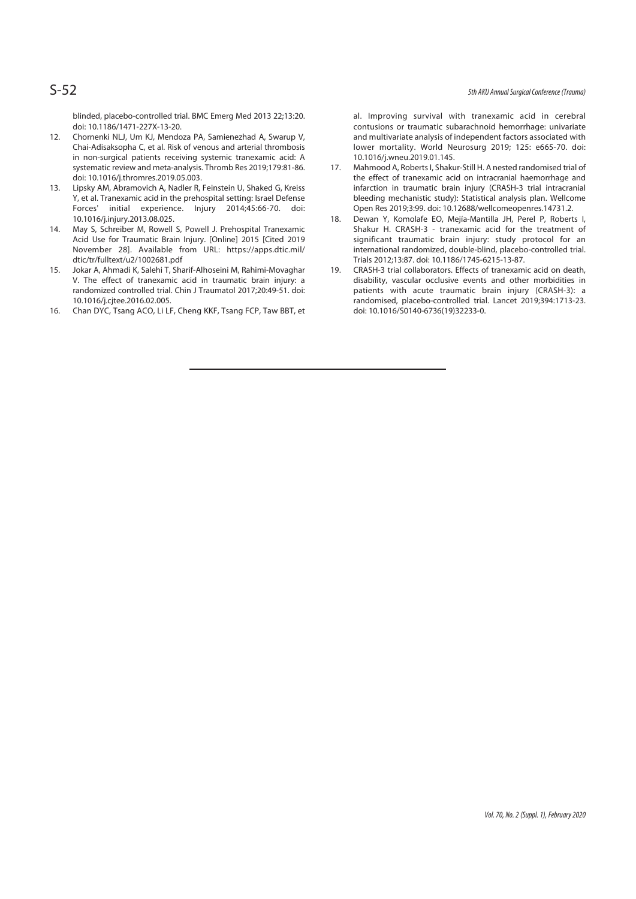blinded, placebo-controlled trial. BMC Emerg Med 2013 22;13:20. doi: 10.1186/1471-227X-13-20.

12. Chornenki NLJ, Um KJ, Mendoza PA, Samienezhad A, Swarup V, Chai-Adisaksopha C, et al. Risk of venous and arterial thrombosis in non-surgical patients receiving systemic tranexamic acid: A systematic review and meta-analysis. Thromb Res 2019;179:81-86. doi: 10.1016/j.thromres.2019.05.003.
13. Lipsky AM, Abramovich A, Nadler R, Feinstein U, Shaked G, Kreiss Y, et al. Tranexamic acid in the prehospital setting: Israel Defense Forces' initial experience. Injury 2014;45:66-70. doi: 10.1016/j.injury.2013.08.025.
14. May S, Schreiber M, Rowell S, Powell J. Prehospital Tranexamic Acid Use for Traumatic Brain Injury. [Online] 2015 [Cited 2019 November 28]. Available from URL: https://apps.dtic.mil/dtic/tr/fulltext/u2/1002681.pdf
15. Jokar A, Ahmadi K, Salehi T, Sharif-Alhoseini M, Rahimi-Movaghar V. The effect of tranexamic acid in traumatic brain injury: a randomized controlled trial. Chin J Traumatol 2017;20:49-51. doi: 10.1016/j.cjtee.2016.02.005.
16. Chan DYC, Tsang ACO, Li LF, Cheng KKF, Tsang FCP, Taw BBT, et al. Improving survival with tranexamic acid in cerebral contusions or traumatic subarachnoid hemorrhage: univariate and multivariate analysis of independent factors associated with lower mortality. World Neurosurg 2019; 125: e665-70. doi: 10.1016/j.wneu.2019.01.145.
17. Mahmood A, Roberts I, Shakur-Still H. A nested randomised trial of the effect of tranexamic acid on intracranial haemorrhage and infarction in traumatic brain injury (CRASH-3 trial intracranial bleeding mechanistic study): Statistical analysis plan. Wellcome Open Res 2019;3:99. doi: 10.12688/wellcomeopenres.14731.2.
18. Dewan Y, Komolafe EO, Mejía-Mantilla JH, Perel P, Roberts I, Shakur H. CRASH-3 - tranexamic acid for the treatment of significant traumatic brain injury: study protocol for an international randomized, double-blind, placebo-controlled trial. Trials 2012;13:87. doi: 10.1186/1745-6215-13-87.
19. CRASH-3 trial collaborators. Effects of tranexamic acid on death, disability, vascular occlusive events and other morbidities in patients with acute traumatic brain injury (CRASH-3): a randomised, placebo-controlled trial. Lancet 2019;394:1713-23. doi: 10.1016/S0140-6736(19)32233-0.